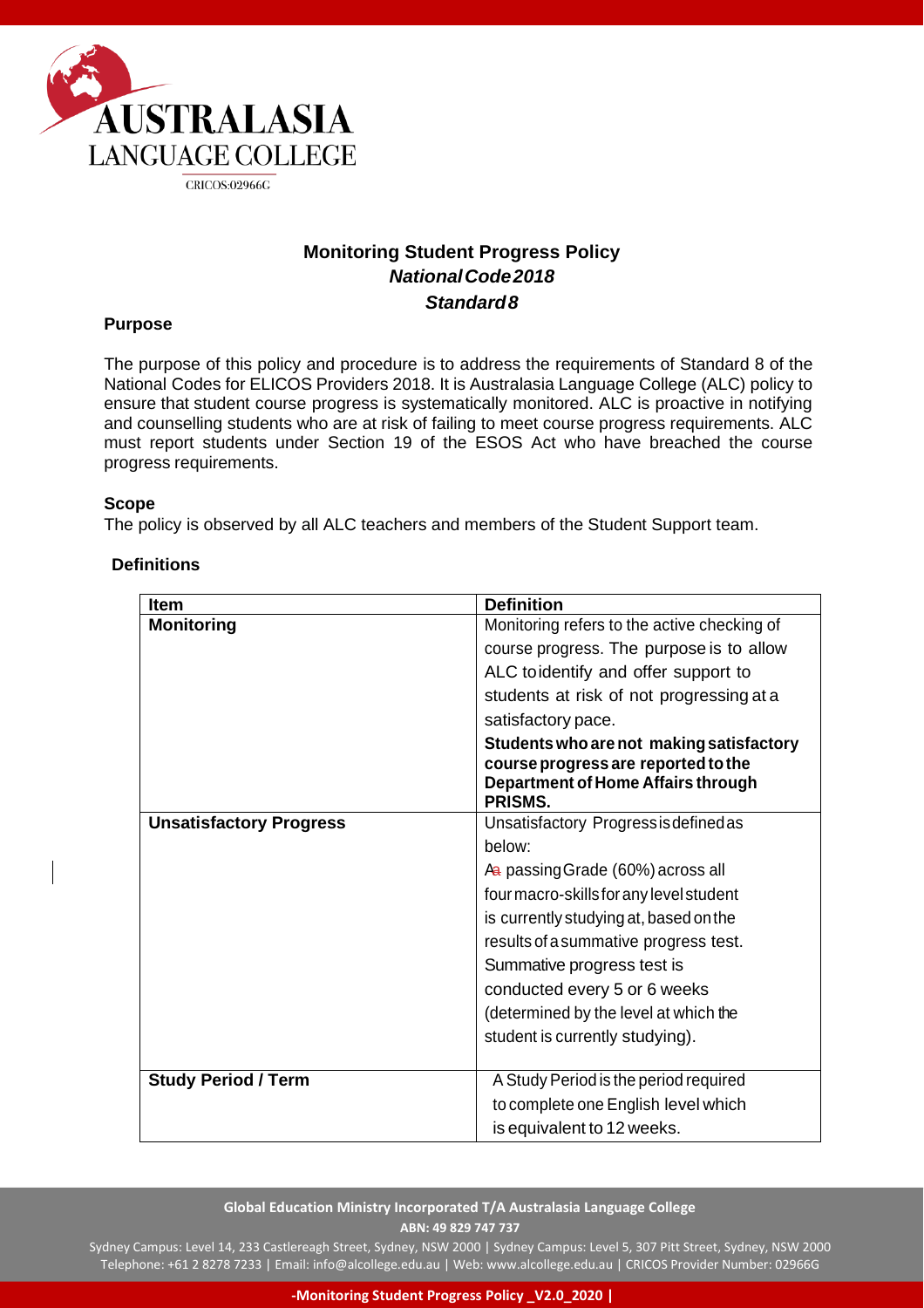# Monitoring Student Progress Policy

***National Code 2018***

***Standard 8***

## Purpose

The purpose of this policy and procedure is to address the requirements of Standard 8 of the National Codes for ELICOS Providers 2018. It is Australasia Language College (ALC) policy to ensure that student course progress is systematically monitored. ALC is proactive in notifying and counselling students who are at risk of failing to meet course progress requirements. ALC must report students under Section 19 of the ESOS Act who have breached the course progress requirements.

## Scope

The policy is observed by all ALC teachers and members of the Student Support team.

## Definitions

| Item | Definition |
|---|---|
| **Monitoring** | Monitoring refers to the active checking of course progress. The purpose is to allow ALC to identify and offer support to students at risk of not progressing at a satisfactory pace. **Students who are not making satisfactory course progress are reported to the Department of Home Affairs through PRISMS.** |
| **Unsatisfactory Progress** | Unsatisfactory Progress is defined as below: Aa passing Grade (60%) across all four macro-skills for any level student is currently studying at, based on the results of a summative progress test. Summative progress test is conducted every 5 or 6 weeks (determined by the level at which the student is currently studying). |
| **Study Period / Term** | A Study Period is the period required to complete one English level which is equivalent to 12 weeks. |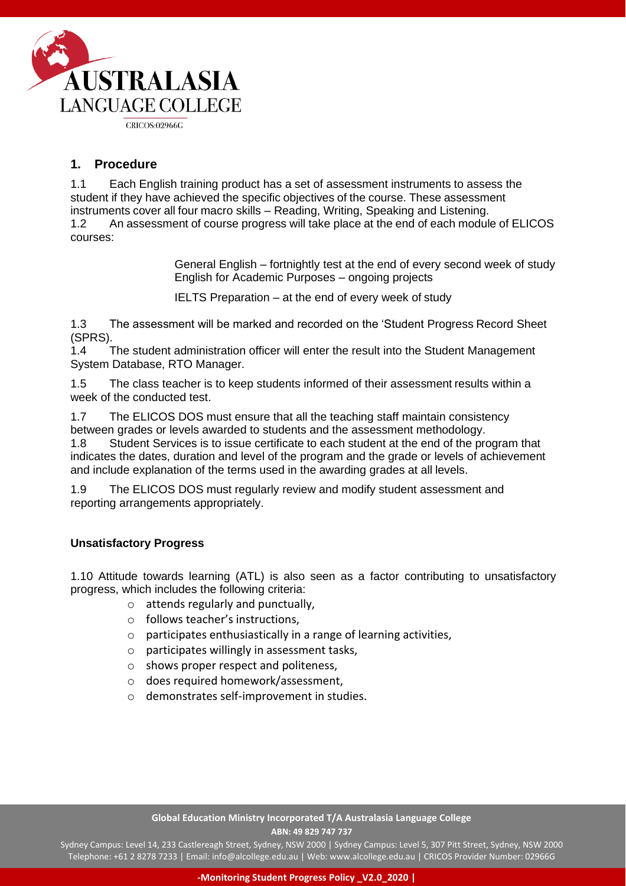## 1. Procedure

1.1 Each English training product has a set of assessment instruments to assess the student if they have achieved the specific objectives of the course. These assessment instruments cover all four macro skills – Reading, Writing, Speaking and Listening.

1.2 An assessment of course progress will take place at the end of each module of ELICOS courses:

> General English – fortnightly test at the end of every second week of study
> English for Academic Purposes – ongoing projects
>
> IELTS Preparation – at the end of every week of study

1.3 The assessment will be marked and recorded on the 'Student Progress Record Sheet (SPRS).

1.4 The student administration officer will enter the result into the Student Management System Database, RTO Manager.

1.5 The class teacher is to keep students informed of their assessment results within a week of the conducted test.

1.7 The ELICOS DOS must ensure that all the teaching staff maintain consistency between grades or levels awarded to students and the assessment methodology.

1.8 Student Services is to issue certificate to each student at the end of the program that indicates the dates, duration and level of the program and the grade or levels of achievement and include explanation of the terms used in the awarding grades at all levels.

1.9 The ELICOS DOS must regularly review and modify student assessment and reporting arrangements appropriately.

### Unsatisfactory Progress

1.10 Attitude towards learning (ATL) is also seen as a factor contributing to unsatisfactory progress, which includes the following criteria:

- attends regularly and punctually,
- follows teacher's instructions,
- participates enthusiastically in a range of learning activities,
- participates willingly in assessment tasks,
- shows proper respect and politeness,
- does required homework/assessment,
- demonstrates self-improvement in studies.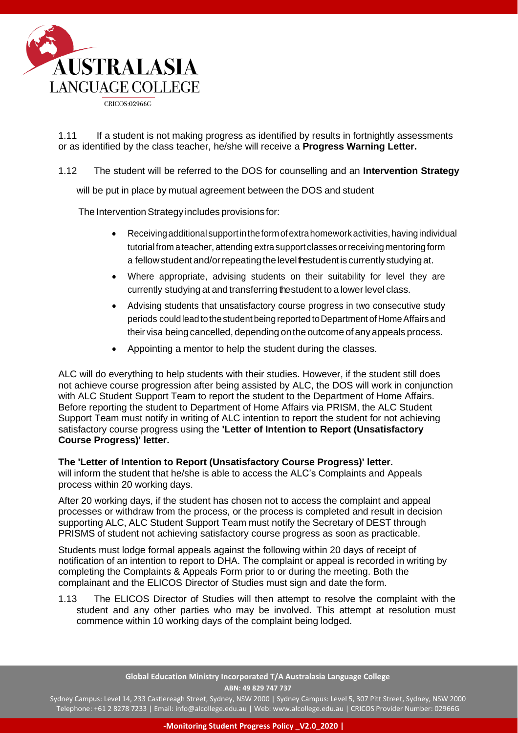1.11 If a student is not making progress as identified by results in fortnightly assessments or as identified by the class teacher, he/she will receive a **Progress Warning Letter.**

1.12 The student will be referred to the DOS for counselling and an **Intervention Strategy** will be put in place by mutual agreement between the DOS and student

The Intervention Strategy includes provisions for:

- Receiving additional support in the form of extra homework activities, having individual tutorial from a teacher, attending extra support classes or receiving mentoring form a fellow student and/or repeating the level the student is currently studying at.
- Where appropriate, advising students on their suitability for level they are currently studying at and transferring the student to a lower level class.
- Advising students that unsatisfactory course progress in two consecutive study periods could lead to the student being reported to Department of Home Affairs and their visa being cancelled, depending on the outcome of any appeals process.
- Appointing a mentor to help the student during the classes.

ALC will do everything to help students with their studies. However, if the student still does not achieve course progression after being assisted by ALC, the DOS will work in conjunction with ALC Student Support Team to report the student to the Department of Home Affairs. Before reporting the student to Department of Home Affairs via PRISM, the ALC Student Support Team must notify in writing of ALC intention to report the student for not achieving satisfactory course progress using the **'Letter of Intention to Report (Unsatisfactory Course Progress)' letter.**

**The 'Letter of Intention to Report (Unsatisfactory Course Progress)' letter.** will inform the student that he/she is able to access the ALC's Complaints and Appeals process within 20 working days.

After 20 working days, if the student has chosen not to access the complaint and appeal processes or withdraw from the process, or the process is completed and result in decision supporting ALC, ALC Student Support Team must notify the Secretary of DEST through PRISMS of student not achieving satisfactory course progress as soon as practicable.

Students must lodge formal appeals against the following within 20 days of receipt of notification of an intention to report to DHA. The complaint or appeal is recorded in writing by completing the Complaints & Appeals Form prior to or during the meeting. Both the complainant and the ELICOS Director of Studies must sign and date the form.

1.13 The ELICOS Director of Studies will then attempt to resolve the complaint with the student and any other parties who may be involved. This attempt at resolution must commence within 10 working days of the complaint being lodged.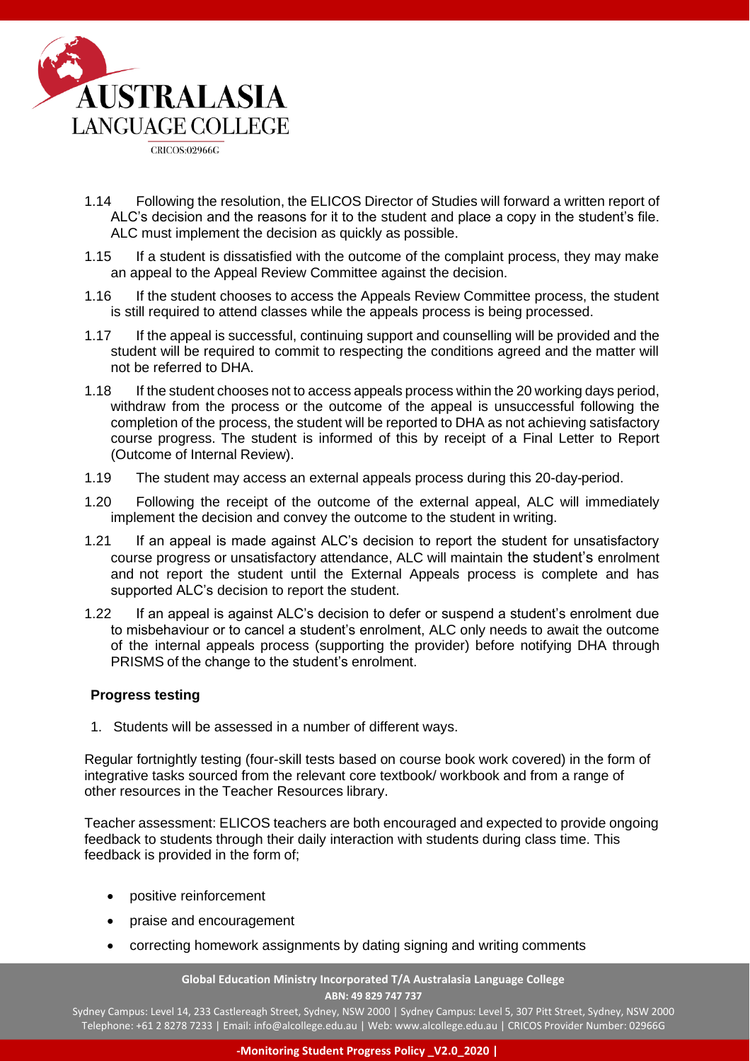1.14 Following the resolution, the ELICOS Director of Studies will forward a written report of ALC's decision and the reasons for it to the student and place a copy in the student's file. ALC must implement the decision as quickly as possible.

1.15 If a student is dissatisfied with the outcome of the complaint process, they may make an appeal to the Appeal Review Committee against the decision.

1.16 If the student chooses to access the Appeals Review Committee process, the student is still required to attend classes while the appeals process is being processed.

1.17 If the appeal is successful, continuing support and counselling will be provided and the student will be required to commit to respecting the conditions agreed and the matter will not be referred to DHA.

1.18 If the student chooses not to access appeals process within the 20 working days period, withdraw from the process or the outcome of the appeal is unsuccessful following the completion of the process, the student will be reported to DHA as not achieving satisfactory course progress. The student is informed of this by receipt of a Final Letter to Report (Outcome of Internal Review).

1.19 The student may access an external appeals process during this 20-day-period.

1.20 Following the receipt of the outcome of the external appeal, ALC will immediately implement the decision and convey the outcome to the student in writing.

1.21 If an appeal is made against ALC's decision to report the student for unsatisfactory course progress or unsatisfactory attendance, ALC will maintain the student's enrolment and not report the student until the External Appeals process is complete and has supported ALC's decision to report the student.

1.22 If an appeal is against ALC's decision to defer or suspend a student's enrolment due to misbehaviour or to cancel a student's enrolment, ALC only needs to await the outcome of the internal appeals process (supporting the provider) before notifying DHA through PRISMS of the change to the student's enrolment.

**Progress testing**

1. Students will be assessed in a number of different ways.

Regular fortnightly testing (four-skill tests based on course book work covered) in the form of integrative tasks sourced from the relevant core textbook/ workbook and from a range of other resources in the Teacher Resources library.

Teacher assessment: ELICOS teachers are both encouraged and expected to provide ongoing feedback to students through their daily interaction with students during class time. This feedback is provided in the form of;

- positive reinforcement
- praise and encouragement
- correcting homework assignments by dating signing and writing comments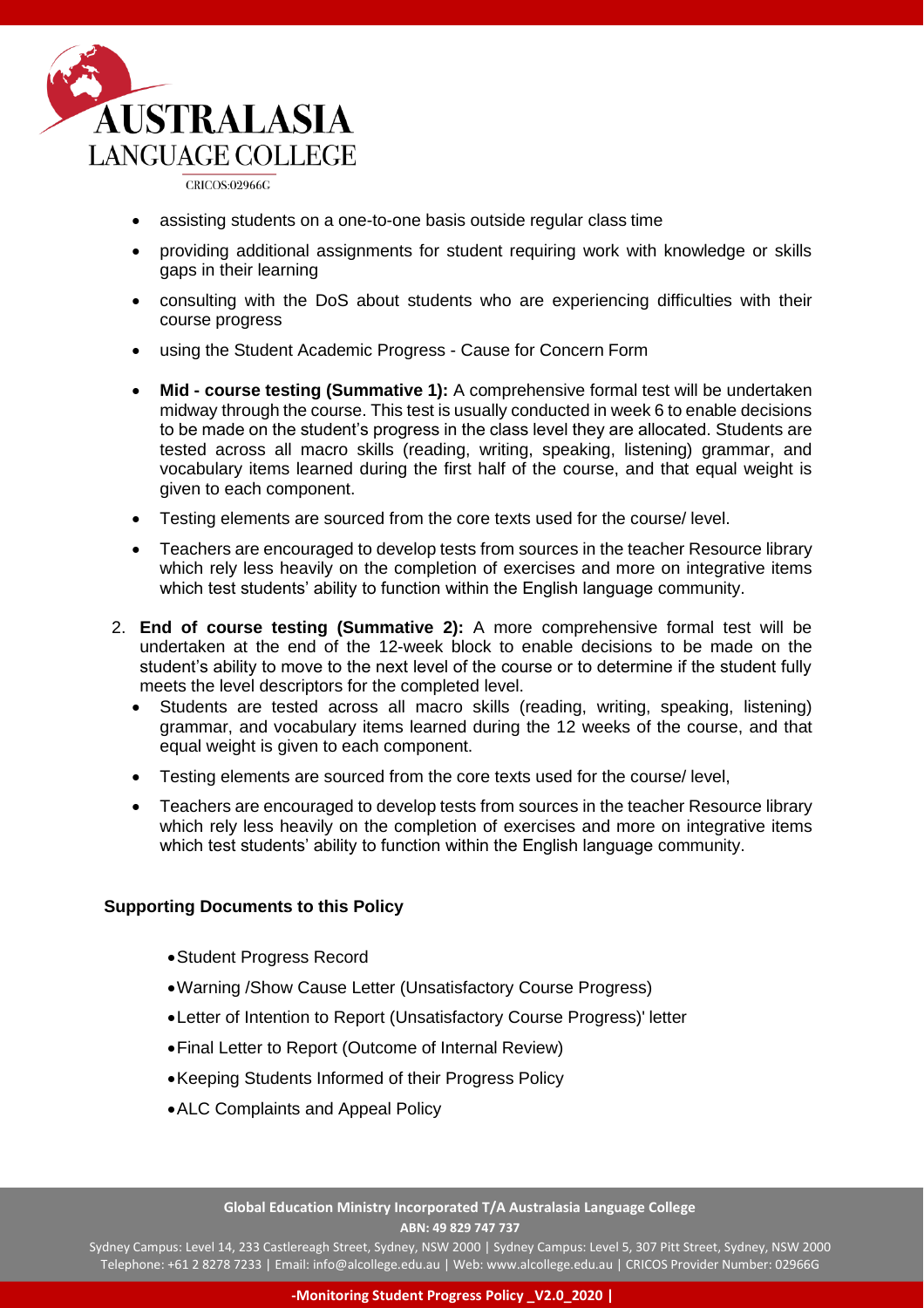- assisting students on a one-to-one basis outside regular class time
- providing additional assignments for student requiring work with knowledge or skills gaps in their learning
- consulting with the DoS about students who are experiencing difficulties with their course progress
- using the Student Academic Progress - Cause for Concern Form
- **Mid - course testing (Summative 1):** A comprehensive formal test will be undertaken midway through the course. This test is usually conducted in week 6 to enable decisions to be made on the student's progress in the class level they are allocated. Students are tested across all macro skills (reading, writing, speaking, listening) grammar, and vocabulary items learned during the first half of the course, and that equal weight is given to each component.
- Testing elements are sourced from the core texts used for the course/ level.
- Teachers are encouraged to develop tests from sources in the teacher Resource library which rely less heavily on the completion of exercises and more on integrative items which test students' ability to function within the English language community.

2. **End of course testing (Summative 2):** A more comprehensive formal test will be undertaken at the end of the 12-week block to enable decisions to be made on the student's ability to move to the next level of the course or to determine if the student fully meets the level descriptors for the completed level.
   - Students are tested across all macro skills (reading, writing, speaking, listening) grammar, and vocabulary items learned during the 12 weeks of the course, and that equal weight is given to each component.
   - Testing elements are sourced from the core texts used for the course/ level,
   - Teachers are encouraged to develop tests from sources in the teacher Resource library which rely less heavily on the completion of exercises and more on integrative items which test students' ability to function within the English language community.

**Supporting Documents to this Policy**

- Student Progress Record
- Warning /Show Cause Letter (Unsatisfactory Course Progress)
- Letter of Intention to Report (Unsatisfactory Course Progress)' letter
- Final Letter to Report (Outcome of Internal Review)
- Keeping Students Informed of their Progress Policy
- ALC Complaints and Appeal Policy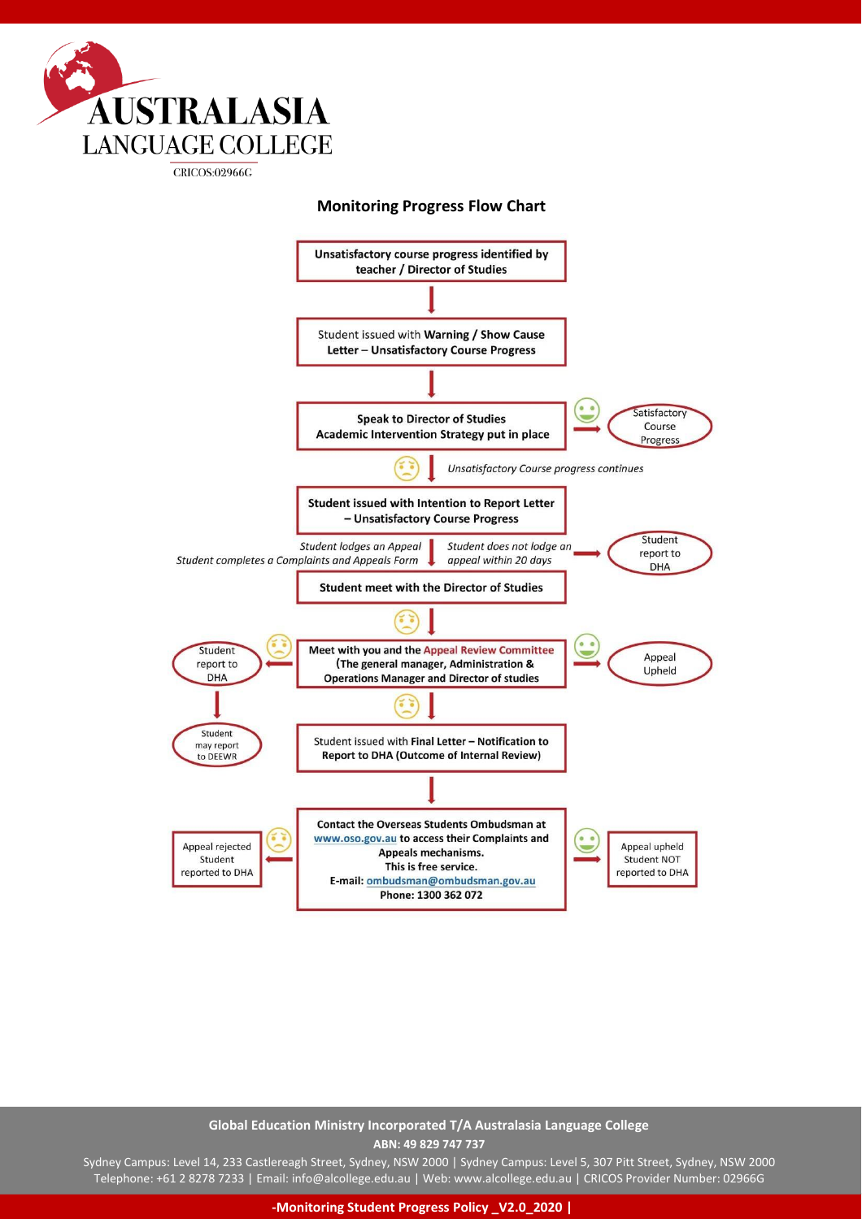AUSTRALASIA LANGUAGE COLLEGE

CRICOS:02966G

## Monitoring Progress Flow Chart

**Unsatisfactory course progress identified by teacher / Director of Studies**

Student issued with **Warning / Show Cause Letter – Unsatisfactory Course Progress**

**Speak to Director of Studies Academic Intervention Strategy put in place**

Satisfactory Course Progress

*Unsatisfactory Course progress continues*

**Student issued with Intention to Report Letter – Unsatisfactory Course Progress**

*Student lodges an Appeal*
*Student completes a Complaints and Appeals Form*

*Student does not lodge an appeal within 20 days*

Student report to DHA

**Student meet with the Director of Studies**

**Meet with you and the Appeal Review Committee (The general manager, Administration & Operations Manager and Director of studies**

Student report to DHA

Student may report to DEEWR

Appeal Upheld

Student issued with **Final Letter – Notification to Report to DHA (Outcome of Internal Review)**

**Contact the Overseas Students Ombudsman at www.oso.gov.au to access their Complaints and Appeals mechanisms.**
**This is free service.**
**E-mail: ombudsman@ombudsman.gov.au**
**Phone: 1300 362 072**

Appeal rejected Student reported to DHA

Appeal upheld Student NOT reported to DHA

**Global Education Ministry Incorporated T/A Australasia Language College**
**ABN: 49 829 747 737**
Sydney Campus: Level 14, 233 Castlereagh Street, Sydney, NSW 2000 | Sydney Campus: Level 5, 307 Pitt Street, Sydney, NSW 2000
Telephone: +61 2 8278 7233 | Email: info@alcollege.edu.au | Web: www.alcollege.edu.au | CRICOS Provider Number: 02966G

**-Monitoring Student Progress Policy _V2.0_2020 |**